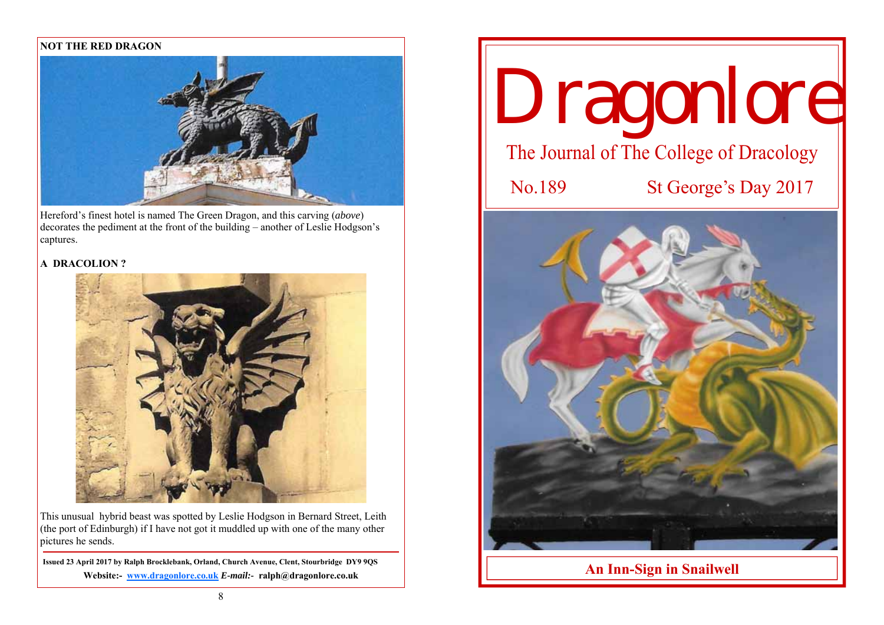## NOT THE RED DRAGON

Hereford's finest hotel is named The Green Dragon, and this carving (*above*) decorates the pediment at the front of the building – another of Leslie Hodgson's captures.

## A DRACOLION ?

This unusual hybrid beast was spotted by Leslie Hodgson in Bernard Street, Leith (the port of Edinburgh) if I have not got it muddled up with one of the many other pictures he sends.

**Issued 23 April 2017 by Ralph Brocklebank, Orland, Church Avenue, Clent, Stourbridge DY9 9QS**

**Website:- [www.dragonlore.co.uk](http://www.dragonlore.co.uk) *E-mail:-* ralph@dragonlore.co.uk**

# Dragonlore

The Journal of The College of Dracology

No.189 St George's Day 2017

**An Inn-Sign in Snailwell**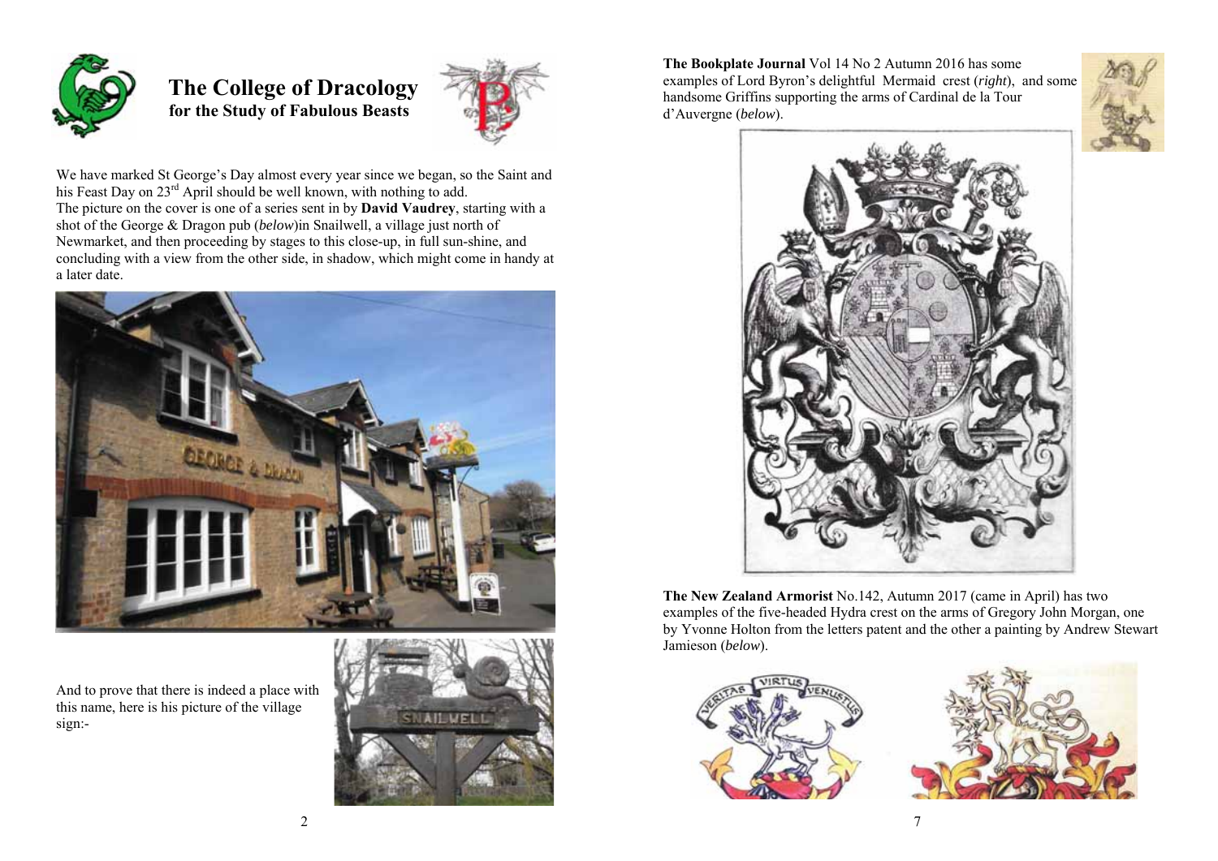# The College of Dracology
## for the Study of Fabulous Beasts

We have marked St George's Day almost every year since we began, so the Saint and his Feast Day on 23rd April should be well known, with nothing to add.
The picture on the cover is one of a series sent in by **David Vaudrey**, starting with a shot of the George & Dragon pub (*below*)in Snailwell, a village just north of Newmarket, and then proceeding by stages to this close-up, in full sun-shine, and concluding with a view from the other side, in shadow, which might come in handy at a later date.

And to prove that there is indeed a place with this name, here is his picture of the village sign:-

**The Bookplate Journal** Vol 14 No 2 Autumn 2016 has some examples of Lord Byron's delightful Mermaid crest (*right*), and some handsome Griffins supporting the arms of Cardinal de la Tour d'Auvergne (*below*).

**The New Zealand Armorist** No.142, Autumn 2017 (came in April) has two examples of the five-headed Hydra crest on the arms of Gregory John Morgan, one by Yvonne Holton from the letters patent and the other a painting by Andrew Stewart Jamieson (*below*).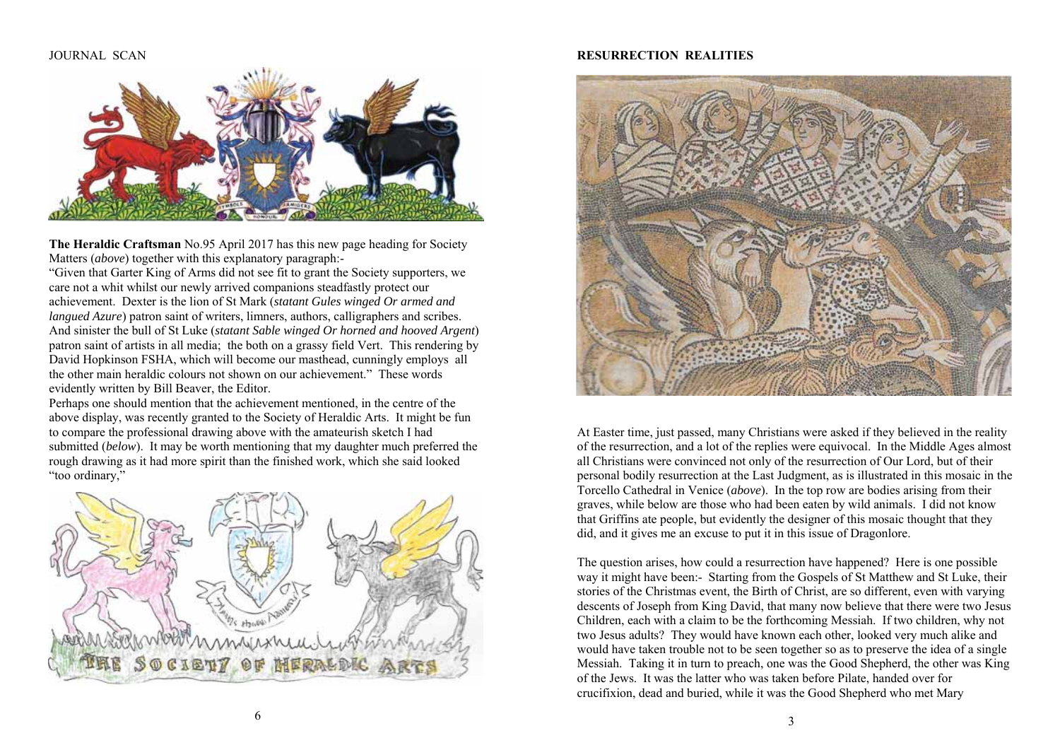## JOURNAL SCAN

**The Heraldic Craftsman** No.95 April 2017 has this new page heading for Society Matters (*above*) together with this explanatory paragraph:-

"Given that Garter King of Arms did not see fit to grant the Society supporters, we care not a whit whilst our newly arrived companions steadfastly protect our achievement. Dexter is the lion of St Mark (*statant Gules winged Or armed and langued Azure*) patron saint of writers, limners, authors, calligraphers and scribes. And sinister the bull of St Luke (*statant Sable winged Or horned and hooved Argent*) patron saint of artists in all media; the both on a grassy field Vert. This rendering by David Hopkinson FSHA, which will become our masthead, cunningly employs all the other main heraldic colours not shown on our achievement." These words evidently written by Bill Beaver, the Editor.

Perhaps one should mention that the achievement mentioned, in the centre of the above display, was recently granted to the Society of Heraldic Arts. It might be fun to compare the professional drawing above with the amateurish sketch I had submitted (*below*). It may be worth mentioning that my daughter much preferred the rough drawing as it had more spirit than the finished work, which she said looked "too ordinary,"

## RESURRECTION REALITIES

At Easter time, just passed, many Christians were asked if they believed in the reality of the resurrection, and a lot of the replies were equivocal. In the Middle Ages almost all Christians were convinced not only of the resurrection of Our Lord, but of their personal bodily resurrection at the Last Judgment, as is illustrated in this mosaic in the Torcello Cathedral in Venice (*above*). In the top row are bodies arising from their graves, while below are those who had been eaten by wild animals. I did not know that Griffins ate people, but evidently the designer of this mosaic thought that they did, and it gives me an excuse to put it in this issue of Dragonlore.

The question arises, how could a resurrection have happened? Here is one possible way it might have been:- Starting from the Gospels of St Matthew and St Luke, their stories of the Christmas event, the Birth of Christ, are so different, even with varying descents of Joseph from King David, that many now believe that there were two Jesus Children, each with a claim to be the forthcoming Messiah. If two children, why not two Jesus adults? They would have known each other, looked very much alike and would have taken trouble not to be seen together so as to preserve the idea of a single Messiah. Taking it in turn to preach, one was the Good Shepherd, the other was King of the Jews. It was the latter who was taken before Pilate, handed over for crucifixion, dead and buried, while it was the Good Shepherd who met Mary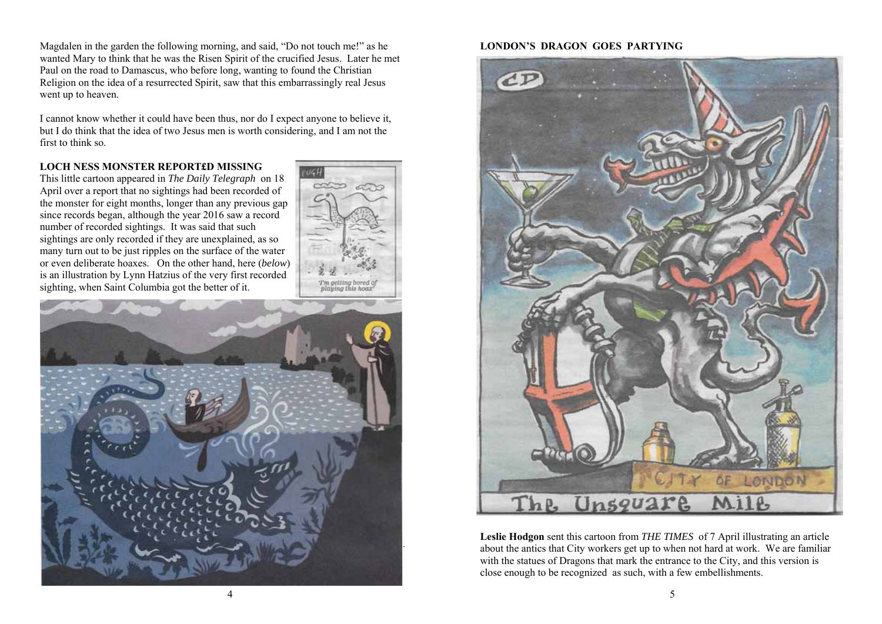Magdalen in the garden the following morning, and said, "Do not touch me!" as he wanted Mary to think that he was the Risen Spirit of the crucified Jesus. Later he met Paul on the road to Damascus, who before long, wanting to found the Christian Religion on the idea of a resurrected Spirit, saw that this embarrassingly real Jesus went up to heaven.

I cannot know whether it could have been thus, nor do I expect anyone to believe it, but I do think that the idea of two Jesus men is worth considering, and I am not the first to think so.

### LOCH NESS MONSTER REPORT£D MISSING

This little cartoon appeared in *The Daily Telegraph* on 18 April over a report that no sightings had been recorded of the monster for eight months, longer than any previous gap since records began, although the year 2016 saw a record number of recorded sightings. It was said that such sightings are only recorded if they are unexplained, as so many turn out to be just ripples on the surface of the water or even deliberate hoaxes. On the other hand, here (*below*) is an illustration by Lynn Hatzius of the very first recorded sighting, when Saint Columbia got the better of it.

### LONDON'S DRAGON GOES PARTYING

**Leslie Hodgon** sent this cartoon from *THE TIMES* of 7 April illustrating an article about the antics that City workers get up to when not hard at work. We are familiar with the statues of Dragons that mark the entrance to the City, and this version is close enough to be recognized as such, with a few embellishments.